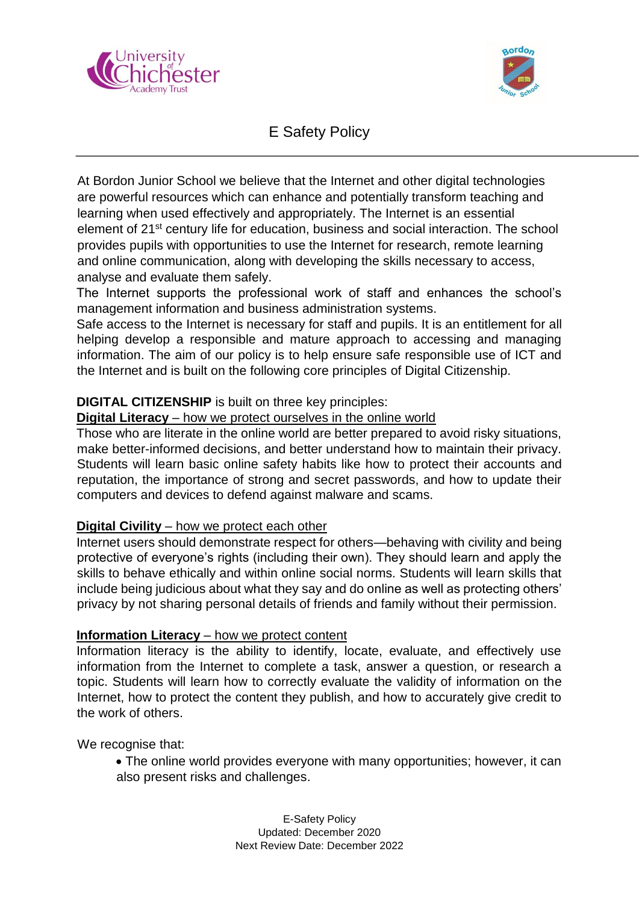# E Safety Policy

At Bordon Junior School we believe that the Internet and other digital technologies are powerful resources which can enhance and potentially transform teaching and learning when used effectively and appropriately. The Internet is an essential element of 21st century life for education, business and social interaction. The school provides pupils with opportunities to use the Internet for research, remote learning and online communication, along with developing the skills necessary to access, analyse and evaluate them safely.

The Internet supports the professional work of staff and enhances the school's management information and business administration systems.

Safe access to the Internet is necessary for staff and pupils. It is an entitlement for all helping develop a responsible and mature approach to accessing and managing information. The aim of our policy is to help ensure safe responsible use of ICT and the Internet and is built on the following core principles of Digital Citizenship.

**DIGITAL CITIZENSHIP** is built on three key principles:

**Digital Literacy** – how we protect ourselves in the online world

Those who are literate in the online world are better prepared to avoid risky situations, make better-informed decisions, and better understand how to maintain their privacy. Students will learn basic online safety habits like how to protect their accounts and reputation, the importance of strong and secret passwords, and how to update their computers and devices to defend against malware and scams.

**Digital Civility** – how we protect each other

Internet users should demonstrate respect for others—behaving with civility and being protective of everyone's rights (including their own). They should learn and apply the skills to behave ethically and within online social norms. Students will learn skills that include being judicious about what they say and do online as well as protecting others' privacy by not sharing personal details of friends and family without their permission.

**Information Literacy** – how we protect content

Information literacy is the ability to identify, locate, evaluate, and effectively use information from the Internet to complete a task, answer a question, or research a topic. Students will learn how to correctly evaluate the validity of information on the Internet, how to protect the content they publish, and how to accurately give credit to the work of others.

We recognise that:

- The online world provides everyone with many opportunities; however, it can also present risks and challenges.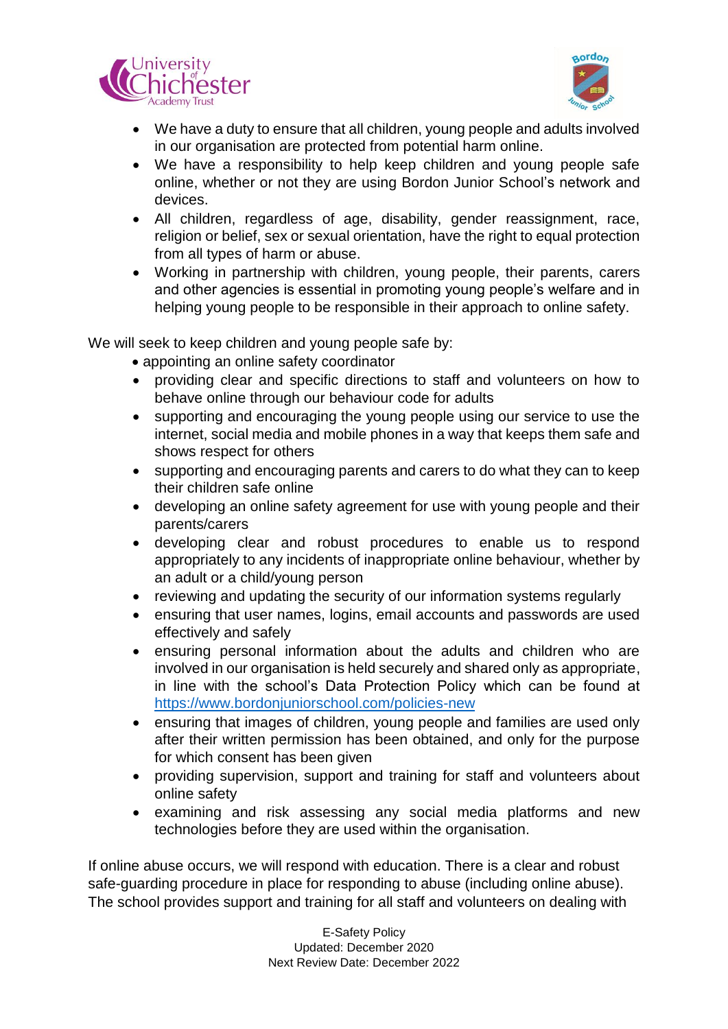- We have a duty to ensure that all children, young people and adults involved in our organisation are protected from potential harm online.
- We have a responsibility to help keep children and young people safe online, whether or not they are using Bordon Junior School's network and devices.
- All children, regardless of age, disability, gender reassignment, race, religion or belief, sex or sexual orientation, have the right to equal protection from all types of harm or abuse.
- Working in partnership with children, young people, their parents, carers and other agencies is essential in promoting young people's welfare and in helping young people to be responsible in their approach to online safety.

We will seek to keep children and young people safe by:

- appointing an online safety coordinator
- providing clear and specific directions to staff and volunteers on how to behave online through our behaviour code for adults
- supporting and encouraging the young people using our service to use the internet, social media and mobile phones in a way that keeps them safe and shows respect for others
- supporting and encouraging parents and carers to do what they can to keep their children safe online
- developing an online safety agreement for use with young people and their parents/carers
- developing clear and robust procedures to enable us to respond appropriately to any incidents of inappropriate online behaviour, whether by an adult or a child/young person
- reviewing and updating the security of our information systems regularly
- ensuring that user names, logins, email accounts and passwords are used effectively and safely
- ensuring personal information about the adults and children who are involved in our organisation is held securely and shared only as appropriate, in line with the school's Data Protection Policy which can be found at https://www.bordonjuniorschool.com/policies-new
- ensuring that images of children, young people and families are used only after their written permission has been obtained, and only for the purpose for which consent has been given
- providing supervision, support and training for staff and volunteers about online safety
- examining and risk assessing any social media platforms and new technologies before they are used within the organisation.

If online abuse occurs, we will respond with education. There is a clear and robust safe-guarding procedure in place for responding to abuse (including online abuse). The school provides support and training for all staff and volunteers on dealing with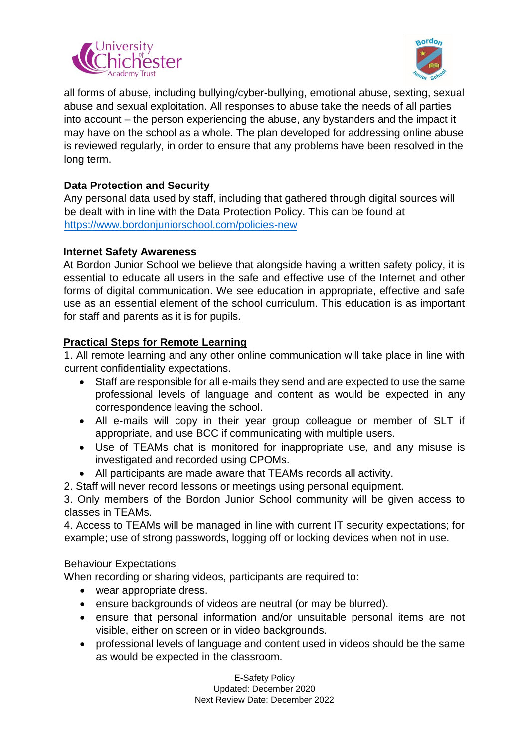all forms of abuse, including bullying/cyber-bullying, emotional abuse, sexting, sexual abuse and sexual exploitation. All responses to abuse take the needs of all parties into account – the person experiencing the abuse, any bystanders and the impact it may have on the school as a whole. The plan developed for addressing online abuse is reviewed regularly, in order to ensure that any problems have been resolved in the long term.

**Data Protection and Security**

Any personal data used by staff, including that gathered through digital sources will be dealt with in line with the Data Protection Policy. This can be found at https://www.bordonjuniorschool.com/policies-new

**Internet Safety Awareness**

At Bordon Junior School we believe that alongside having a written safety policy, it is essential to educate all users in the safe and effective use of the Internet and other forms of digital communication. We see education in appropriate, effective and safe use as an essential element of the school curriculum. This education is as important for staff and parents as it is for pupils.

**Practical Steps for Remote Learning**

1. All remote learning and any other online communication will take place in line with current confidentiality expectations.
    - Staff are responsible for all e-mails they send and are expected to use the same professional levels of language and content as would be expected in any correspondence leaving the school.
    - All e-mails will copy in their year group colleague or member of SLT if appropriate, and use BCC if communicating with multiple users.
    - Use of TEAMs chat is monitored for inappropriate use, and any misuse is investigated and recorded using CPOMs.
    - All participants are made aware that TEAMs records all activity.
2. Staff will never record lessons or meetings using personal equipment.
3. Only members of the Bordon Junior School community will be given access to classes in TEAMs.
4. Access to TEAMs will be managed in line with current IT security expectations; for example; use of strong passwords, logging off or locking devices when not in use.

Behaviour Expectations

When recording or sharing videos, participants are required to:

- wear appropriate dress.
- ensure backgrounds of videos are neutral (or may be blurred).
- ensure that personal information and/or unsuitable personal items are not visible, either on screen or in video backgrounds.
- professional levels of language and content used in videos should be the same as would be expected in the classroom.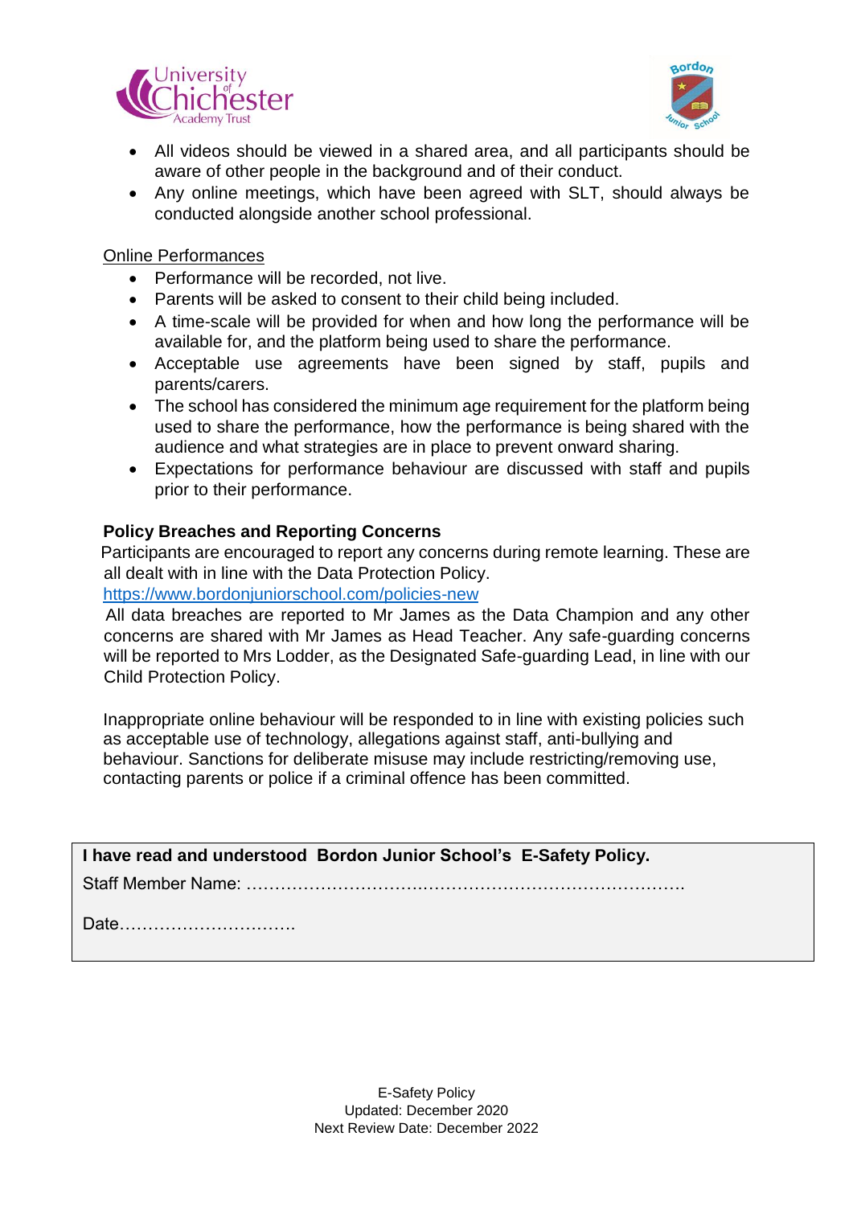- All videos should be viewed in a shared area, and all participants should be aware of other people in the background and of their conduct.
- Any online meetings, which have been agreed with SLT, should always be conducted alongside another school professional.

Online Performances

- Performance will be recorded, not live.
- Parents will be asked to consent to their child being included.
- A time-scale will be provided for when and how long the performance will be available for, and the platform being used to share the performance.
- Acceptable use agreements have been signed by staff, pupils and parents/carers.
- The school has considered the minimum age requirement for the platform being used to share the performance, how the performance is being shared with the audience and what strategies are in place to prevent onward sharing.
- Expectations for performance behaviour are discussed with staff and pupils prior to their performance.

**Policy Breaches and Reporting Concerns**

Participants are encouraged to report any concerns during remote learning. These are all dealt with in line with the Data Protection Policy.
https://www.bordonjuniorschool.com/policies-new
All data breaches are reported to Mr James as the Data Champion and any other concerns are shared with Mr James as Head Teacher. Any safe-guarding concerns will be reported to Mrs Lodder, as the Designated Safe-guarding Lead, in line with our Child Protection Policy.

Inappropriate online behaviour will be responded to in line with existing policies such as acceptable use of technology, allegations against staff, anti-bullying and behaviour. Sanctions for deliberate misuse may include restricting/removing use, contacting parents or police if a criminal offence has been committed.

**I have read and understood Bordon Junior School's E-Safety Policy.**

Staff Member Name: …………………………………………………………………….

Date…………………………..

E-Safety Policy
Updated: December 2020
Next Review Date: December 2022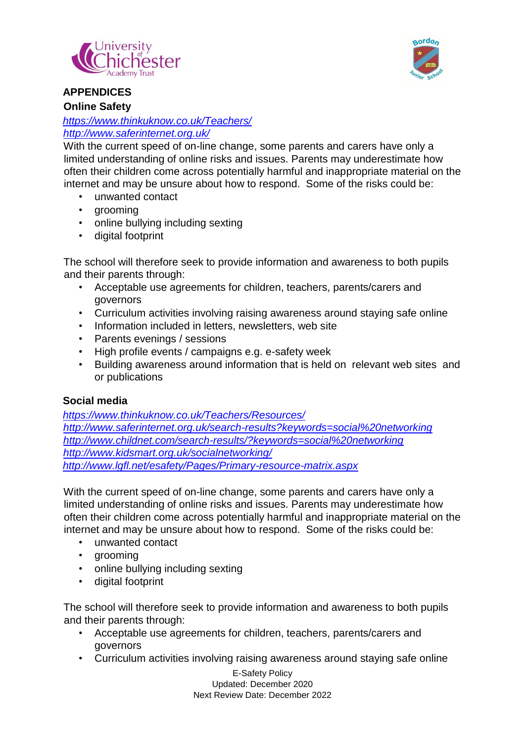## APPENDICES

### Online Safety

https://www.thinkuknow.co.uk/Teachers/
http://www.saferinternet.org.uk/

With the current speed of on-line change, some parents and carers have only a limited understanding of online risks and issues. Parents may underestimate how often their children come across potentially harmful and inappropriate material on the internet and may be unsure about how to respond. Some of the risks could be:

- unwanted contact
- grooming
- online bullying including sexting
- digital footprint

The school will therefore seek to provide information and awareness to both pupils and their parents through:

- Acceptable use agreements for children, teachers, parents/carers and governors
- Curriculum activities involving raising awareness around staying safe online
- Information included in letters, newsletters, web site
- Parents evenings / sessions
- High profile events / campaigns e.g. e-safety week
- Building awareness around information that is held on relevant web sites and or publications

### Social media

https://www.thinkuknow.co.uk/Teachers/Resources/
http://www.saferinternet.org.uk/search-results?keywords=social%20networking
http://www.childnet.com/search-results/?keywords=social%20networking
http://www.kidsmart.org.uk/socialnetworking/
http://www.lgfl.net/esafety/Pages/Primary-resource-matrix.aspx

With the current speed of on-line change, some parents and carers have only a limited understanding of online risks and issues. Parents may underestimate how often their children come across potentially harmful and inappropriate material on the internet and may be unsure about how to respond. Some of the risks could be:

- unwanted contact
- grooming
- online bullying including sexting
- digital footprint

The school will therefore seek to provide information and awareness to both pupils and their parents through:

- Acceptable use agreements for children, teachers, parents/carers and governors
- Curriculum activities involving raising awareness around staying safe online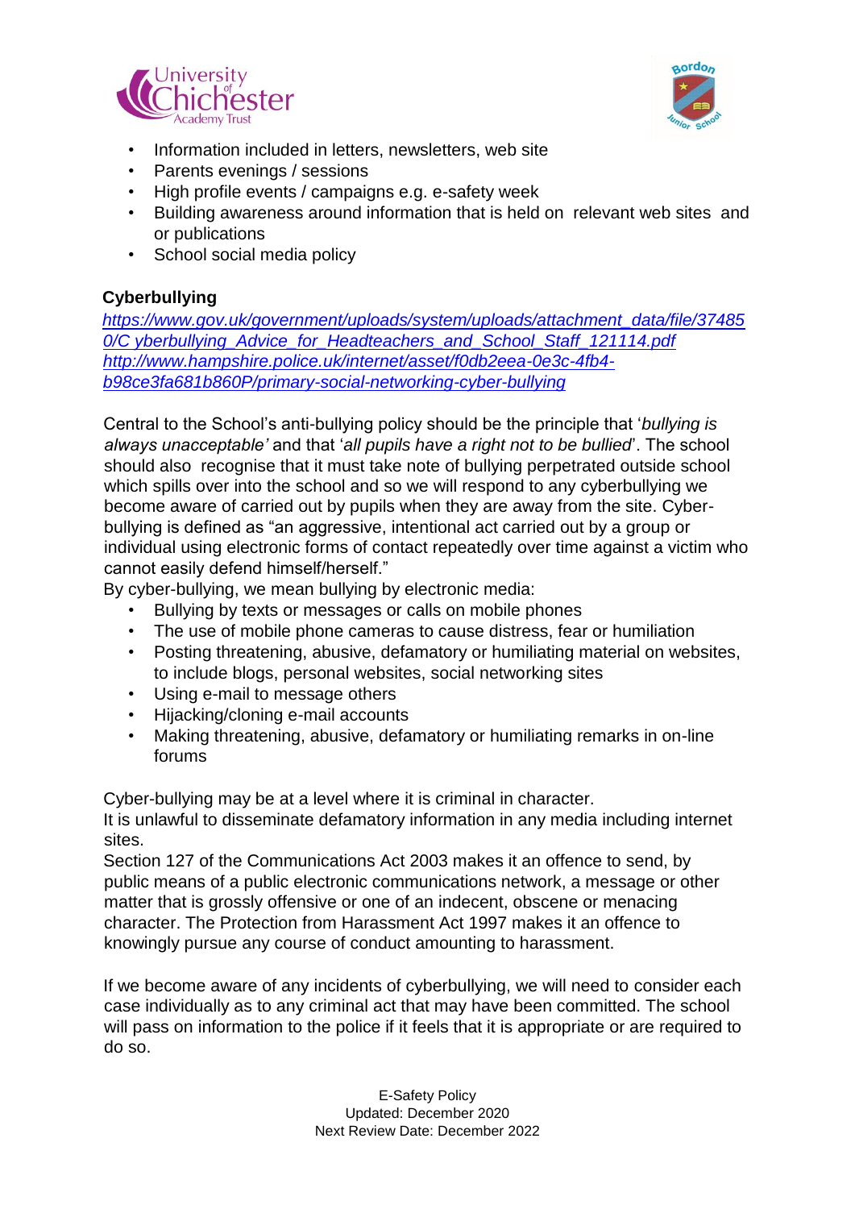- Information included in letters, newsletters, web site
- Parents evenings / sessions
- High profile events / campaigns e.g. e-safety week
- Building awareness around information that is held on relevant web sites and or publications
- School social media policy

**Cyberbullying**

*https://www.gov.uk/government/uploads/system/uploads/attachment_data/file/374850/C yberbullying_Advice_for_Headteachers_and_School_Staff_121114.pdf*
*http://www.hampshire.police.uk/internet/asset/f0db2eea-0e3c-4fb4-b98ce3fa681b860P/primary-social-networking-cyber-bullying*

Central to the School's anti-bullying policy should be the principle that '*bullying is always unacceptable'* and that '*all pupils have a right not to be bullied*'. The school should also recognise that it must take note of bullying perpetrated outside school which spills over into the school and so we will respond to any cyberbullying we become aware of carried out by pupils when they are away from the site. Cyber-bullying is defined as "an aggressive, intentional act carried out by a group or individual using electronic forms of contact repeatedly over time against a victim who cannot easily defend himself/herself."

By cyber-bullying, we mean bullying by electronic media:

- Bullying by texts or messages or calls on mobile phones
- The use of mobile phone cameras to cause distress, fear or humiliation
- Posting threatening, abusive, defamatory or humiliating material on websites, to include blogs, personal websites, social networking sites
- Using e-mail to message others
- Hijacking/cloning e-mail accounts
- Making threatening, abusive, defamatory or humiliating remarks in on-line forums

Cyber-bullying may be at a level where it is criminal in character.
It is unlawful to disseminate defamatory information in any media including internet sites.
Section 127 of the Communications Act 2003 makes it an offence to send, by public means of a public electronic communications network, a message or other matter that is grossly offensive or one of an indecent, obscene or menacing character. The Protection from Harassment Act 1997 makes it an offence to knowingly pursue any course of conduct amounting to harassment.

If we become aware of any incidents of cyberbullying, we will need to consider each case individually as to any criminal act that may have been committed. The school will pass on information to the police if it feels that it is appropriate or are required to do so.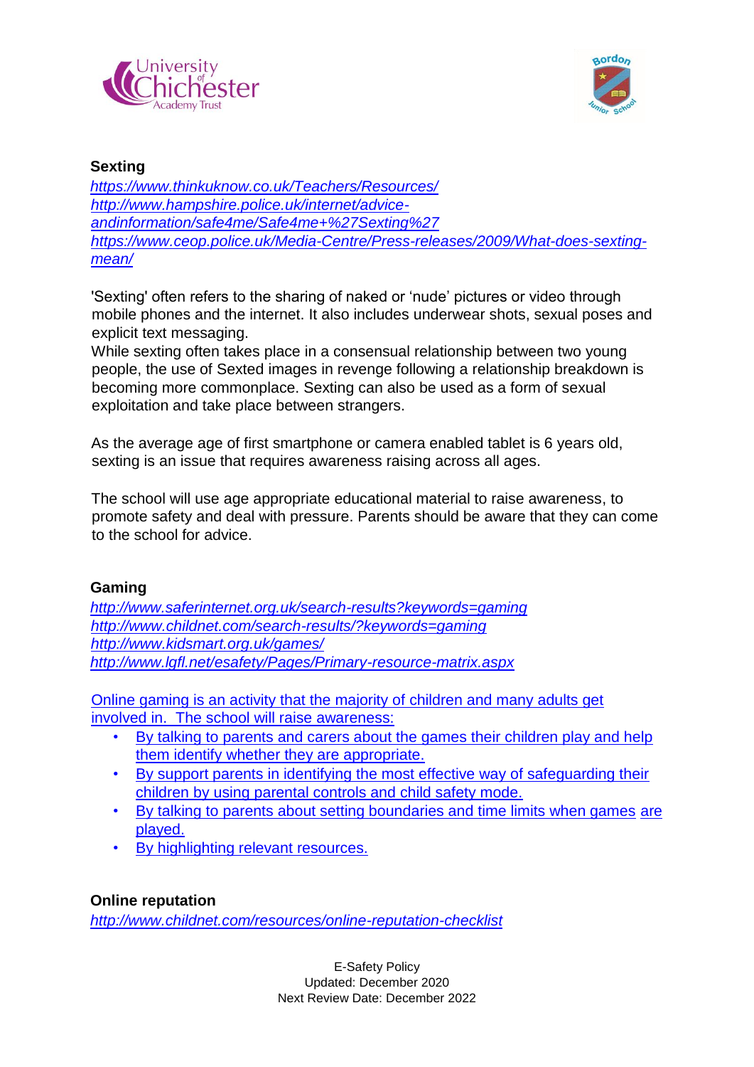**Sexting**

https://www.thinkuknow.co.uk/Teachers/Resources/
http://www.hampshire.police.uk/internet/advice-andinformation/safe4me/Safe4me+%27Sexting%27
https://www.ceop.police.uk/Media-Centre/Press-releases/2009/What-does-sexting-mean/

'Sexting' often refers to the sharing of naked or 'nude' pictures or video through mobile phones and the internet. It also includes underwear shots, sexual poses and explicit text messaging.
While sexting often takes place in a consensual relationship between two young people, the use of Sexted images in revenge following a relationship breakdown is becoming more commonplace. Sexting can also be used as a form of sexual exploitation and take place between strangers.

As the average age of first smartphone or camera enabled tablet is 6 years old, sexting is an issue that requires awareness raising across all ages.

The school will use age appropriate educational material to raise awareness, to promote safety and deal with pressure. Parents should be aware that they can come to the school for advice.

**Gaming**

http://www.saferinternet.org.uk/search-results?keywords=gaming
http://www.childnet.com/search-results/?keywords=gaming
http://www.kidsmart.org.uk/games/
http://www.lgfl.net/esafety/Pages/Primary-resource-matrix.aspx

Online gaming is an activity that the majority of children and many adults get involved in. The school will raise awareness:

- By talking to parents and carers about the games their children play and help them identify whether they are appropriate.
- By support parents in identifying the most effective way of safeguarding their children by using parental controls and child safety mode.
- By talking to parents about setting boundaries and time limits when games are played.
- By highlighting relevant resources.

**Online reputation**

http://www.childnet.com/resources/online-reputation-checklist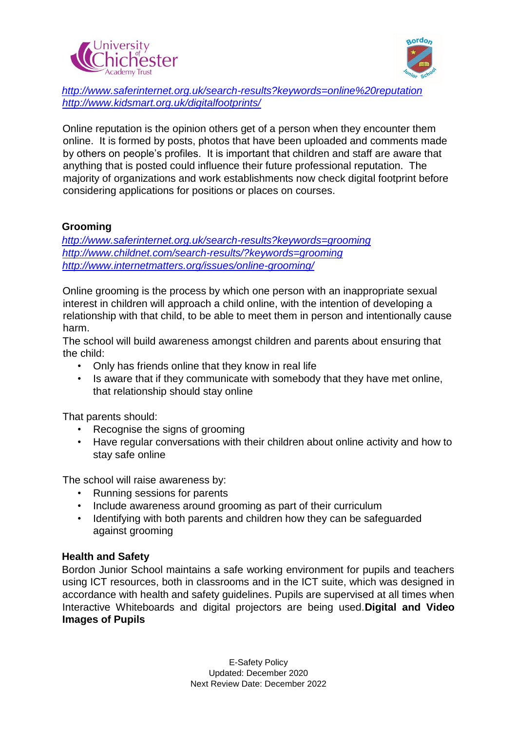http://www.saferinternet.org.uk/search-results?keywords=online%20reputation
http://www.kidsmart.org.uk/digitalfootprints/

Online reputation is the opinion others get of a person when they encounter them online. It is formed by posts, photos that have been uploaded and comments made by others on people's profiles. It is important that children and staff are aware that anything that is posted could influence their future professional reputation. The majority of organizations and work establishments now check digital footprint before considering applications for positions or places on courses.

**Grooming**

http://www.saferinternet.org.uk/search-results?keywords=grooming
http://www.childnet.com/search-results/?keywords=grooming
http://www.internetmatters.org/issues/online-grooming/

Online grooming is the process by which one person with an inappropriate sexual interest in children will approach a child online, with the intention of developing a relationship with that child, to be able to meet them in person and intentionally cause harm.

The school will build awareness amongst children and parents about ensuring that the child:

- Only has friends online that they know in real life
- Is aware that if they communicate with somebody that they have met online, that relationship should stay online

That parents should:

- Recognise the signs of grooming
- Have regular conversations with their children about online activity and how to stay safe online

The school will raise awareness by:

- Running sessions for parents
- Include awareness around grooming as part of their curriculum
- Identifying with both parents and children how they can be safeguarded against grooming

**Health and Safety**

Bordon Junior School maintains a safe working environment for pupils and teachers using ICT resources, both in classrooms and in the ICT suite, which was designed in accordance with health and safety guidelines. Pupils are supervised at all times when Interactive Whiteboards and digital projectors are being used.

**Digital and Video Images of Pupils**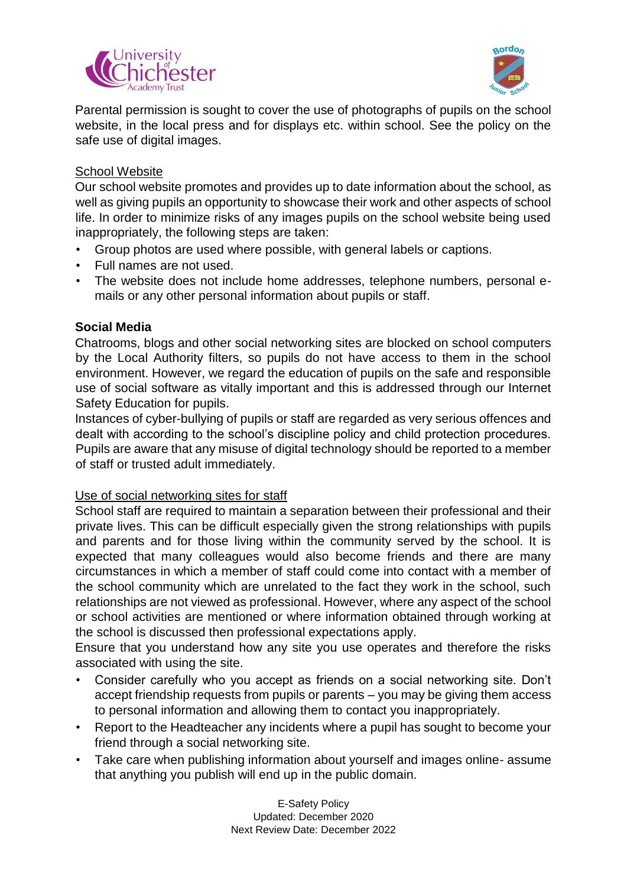Parental permission is sought to cover the use of photographs of pupils on the school website, in the local press and for displays etc. within school. See the policy on the safe use of digital images.

School Website

Our school website promotes and provides up to date information about the school, as well as giving pupils an opportunity to showcase their work and other aspects of school life. In order to minimize risks of any images pupils on the school website being used inappropriately, the following steps are taken:

- Group photos are used where possible, with general labels or captions.
- Full names are not used.
- The website does not include home addresses, telephone numbers, personal e-mails or any other personal information about pupils or staff.

**Social Media**

Chatrooms, blogs and other social networking sites are blocked on school computers by the Local Authority filters, so pupils do not have access to them in the school environment. However, we regard the education of pupils on the safe and responsible use of social software as vitally important and this is addressed through our Internet Safety Education for pupils.

Instances of cyber-bullying of pupils or staff are regarded as very serious offences and dealt with according to the school's discipline policy and child protection procedures. Pupils are aware that any misuse of digital technology should be reported to a member of staff or trusted adult immediately.

Use of social networking sites for staff

School staff are required to maintain a separation between their professional and their private lives. This can be difficult especially given the strong relationships with pupils and parents and for those living within the community served by the school. It is expected that many colleagues would also become friends and there are many circumstances in which a member of staff could come into contact with a member of the school community which are unrelated to the fact they work in the school, such relationships are not viewed as professional. However, where any aspect of the school or school activities are mentioned or where information obtained through working at the school is discussed then professional expectations apply.

Ensure that you understand how any site you use operates and therefore the risks associated with using the site.

- Consider carefully who you accept as friends on a social networking site. Don't accept friendship requests from pupils or parents – you may be giving them access to personal information and allowing them to contact you inappropriately.
- Report to the Headteacher any incidents where a pupil has sought to become your friend through a social networking site.
- Take care when publishing information about yourself and images online- assume that anything you publish will end up in the public domain.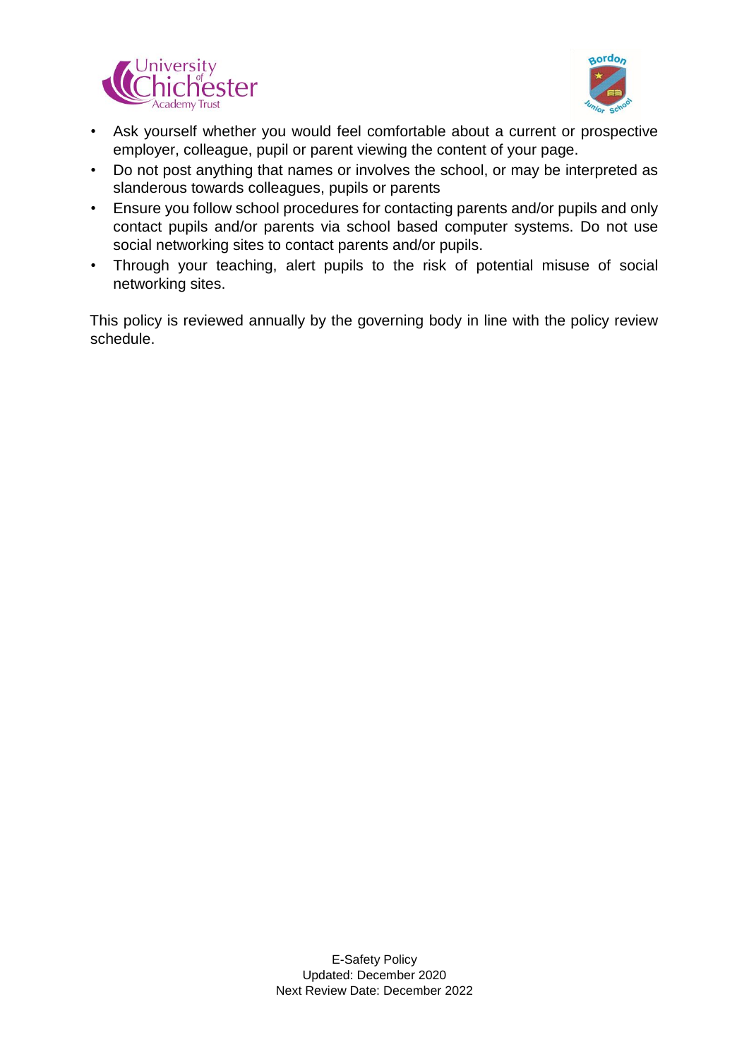- Ask yourself whether you would feel comfortable about a current or prospective employer, colleague, pupil or parent viewing the content of your page.
- Do not post anything that names or involves the school, or may be interpreted as slanderous towards colleagues, pupils or parents
- Ensure you follow school procedures for contacting parents and/or pupils and only contact pupils and/or parents via school based computer systems. Do not use social networking sites to contact parents and/or pupils.
- Through your teaching, alert pupils to the risk of potential misuse of social networking sites.

This policy is reviewed annually by the governing body in line with the policy review schedule.